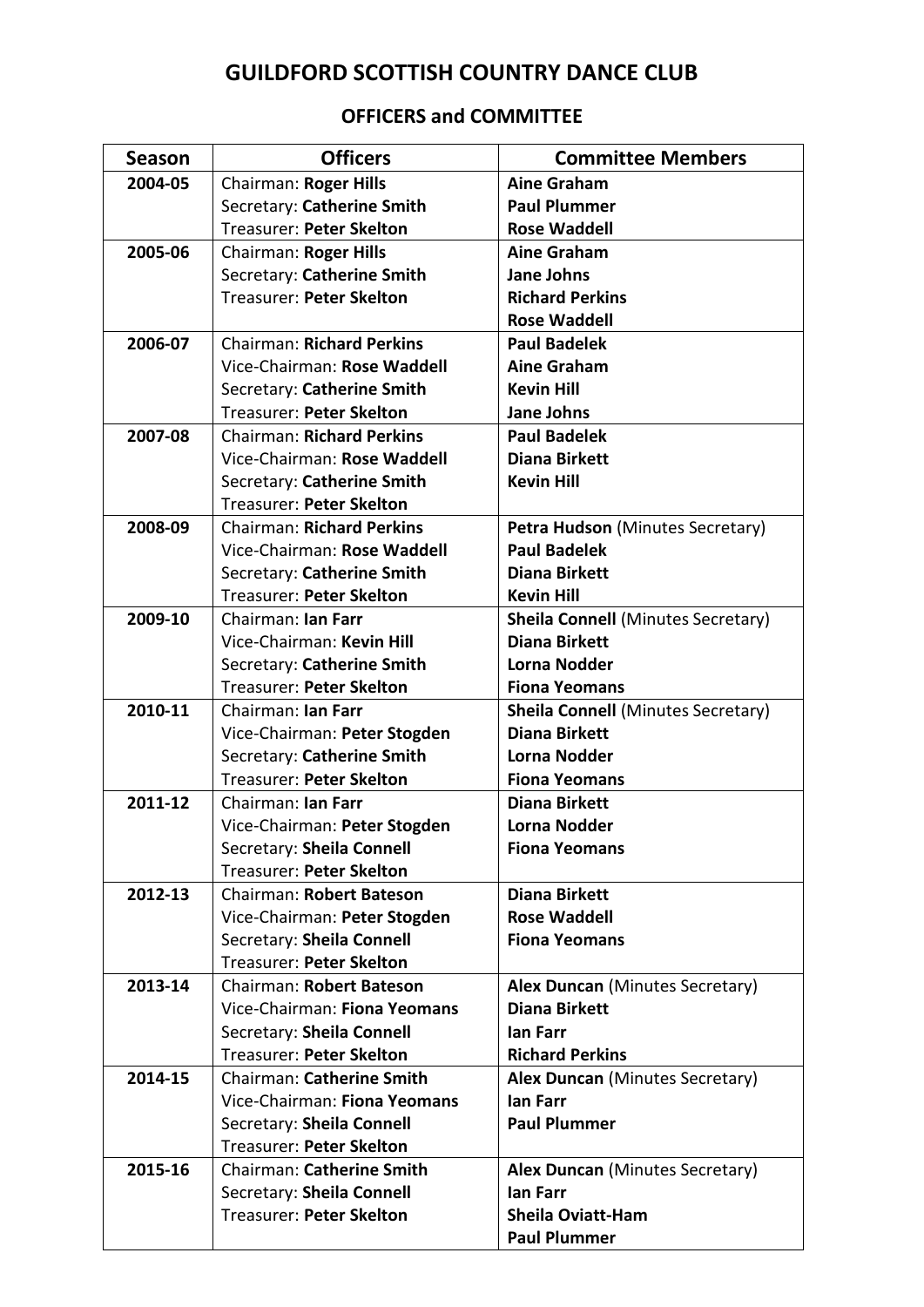# GUILDFORD SCOTTISH COUNTRY DANCE CLUB

## OFFICERS and COMMITTEE

| Season | Officers | Committee Members |
|---|---|---|
| 2004-05 | Chairman: **Roger Hills**<br>Secretary: **Catherine Smith**<br>Treasurer: **Peter Skelton** | **Aine Graham**<br>**Paul Plummer**<br>**Rose Waddell** |
| 2005-06 | Chairman: **Roger Hills**<br>Secretary: **Catherine Smith**<br>Treasurer: **Peter Skelton** | **Aine Graham**<br>**Jane Johns**<br>**Richard Perkins**<br>**Rose Waddell** |
| 2006-07 | Chairman: **Richard Perkins**<br>Vice-Chairman: **Rose Waddell**<br>Secretary: **Catherine Smith**<br>Treasurer: **Peter Skelton** | **Paul Badelek**<br>**Aine Graham**<br>**Kevin Hill**<br>**Jane Johns** |
| 2007-08 | Chairman: **Richard Perkins**<br>Vice-Chairman: **Rose Waddell**<br>Secretary: **Catherine Smith**<br>Treasurer: **Peter Skelton** | **Paul Badelek**<br>**Diana Birkett**<br>**Kevin Hill** |
| 2008-09 | Chairman: **Richard Perkins**<br>Vice-Chairman: **Rose Waddell**<br>Secretary: **Catherine Smith**<br>Treasurer: **Peter Skelton** | **Petra Hudson** (Minutes Secretary)<br>**Paul Badelek**<br>**Diana Birkett**<br>**Kevin Hill** |
| 2009-10 | Chairman: **Ian Farr**<br>Vice-Chairman: **Kevin Hill**<br>Secretary: **Catherine Smith**<br>Treasurer: **Peter Skelton** | **Sheila Connell** (Minutes Secretary)<br>**Diana Birkett**<br>**Lorna Nodder**<br>**Fiona Yeomans** |
| 2010-11 | Chairman: **Ian Farr**<br>Vice-Chairman: **Peter Stogden**<br>Secretary: **Catherine Smith**<br>Treasurer: **Peter Skelton** | **Sheila Connell** (Minutes Secretary)<br>**Diana Birkett**<br>**Lorna Nodder**<br>**Fiona Yeomans** |
| 2011-12 | Chairman: **Ian Farr**<br>Vice-Chairman: **Peter Stogden**<br>Secretary: **Sheila Connell**<br>Treasurer: **Peter Skelton** | **Diana Birkett**<br>**Lorna Nodder**<br>**Fiona Yeomans** |
| 2012-13 | Chairman: **Robert Bateson**<br>Vice-Chairman: **Peter Stogden**<br>Secretary: **Sheila Connell**<br>Treasurer: **Peter Skelton** | **Diana Birkett**<br>**Rose Waddell**<br>**Fiona Yeomans** |
| 2013-14 | Chairman: **Robert Bateson**<br>Vice-Chairman: **Fiona Yeomans**<br>Secretary: **Sheila Connell**<br>Treasurer: **Peter Skelton** | **Alex Duncan** (Minutes Secretary)<br>**Diana Birkett**<br>**Ian Farr**<br>**Richard Perkins** |
| 2014-15 | Chairman: **Catherine Smith**<br>Vice-Chairman: **Fiona Yeomans**<br>Secretary: **Sheila Connell**<br>Treasurer: **Peter Skelton** | **Alex Duncan** (Minutes Secretary)<br>**Ian Farr**<br>**Paul Plummer** |
| 2015-16 | Chairman: **Catherine Smith**<br>Secretary: **Sheila Connell**<br>Treasurer: **Peter Skelton** | **Alex Duncan** (Minutes Secretary)<br>**Ian Farr**<br>**Sheila Oviatt-Ham**<br>**Paul Plummer** |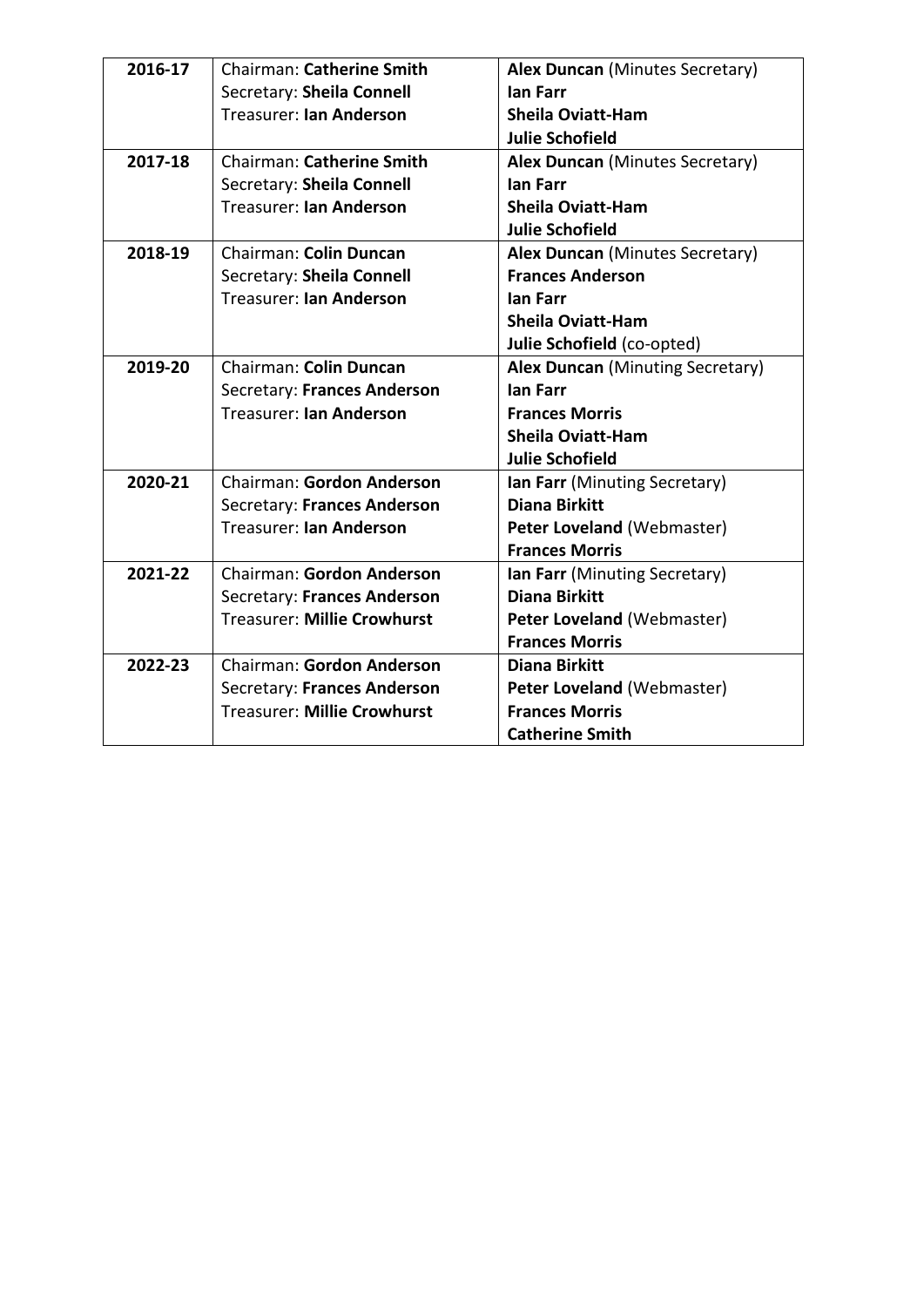| | | |
|---|---|---|
| **2016-17** | Chairman: **Catherine Smith**<br>Secretary: **Sheila Connell**<br>Treasurer: **Ian Anderson** | **Alex Duncan** (Minutes Secretary)<br>**Ian Farr**<br>**Sheila Oviatt-Ham**<br>**Julie Schofield** |
| **2017-18** | Chairman: **Catherine Smith**<br>Secretary: **Sheila Connell**<br>Treasurer: **Ian Anderson** | **Alex Duncan** (Minutes Secretary)<br>**Ian Farr**<br>**Sheila Oviatt-Ham**<br>**Julie Schofield** |
| **2018-19** | Chairman: **Colin Duncan**<br>Secretary: **Sheila Connell**<br>Treasurer: **Ian Anderson** | **Alex Duncan** (Minutes Secretary)<br>**Frances Anderson**<br>**Ian Farr**<br>**Sheila Oviatt-Ham**<br>**Julie Schofield** (co-opted) |
| **2019-20** | Chairman: **Colin Duncan**<br>Secretary: **Frances Anderson**<br>Treasurer: **Ian Anderson** | **Alex Duncan** (Minuting Secretary)<br>**Ian Farr**<br>**Frances Morris**<br>**Sheila Oviatt-Ham**<br>**Julie Schofield** |
| **2020-21** | Chairman: **Gordon Anderson**<br>Secretary: **Frances Anderson**<br>Treasurer: **Ian Anderson** | **Ian Farr** (Minuting Secretary)<br>**Diana Birkitt**<br>**Peter Loveland** (Webmaster)<br>**Frances Morris** |
| **2021-22** | Chairman: **Gordon Anderson**<br>Secretary: **Frances Anderson**<br>Treasurer: **Millie Crowhurst** | **Ian Farr** (Minuting Secretary)<br>**Diana Birkitt**<br>**Peter Loveland** (Webmaster)<br>**Frances Morris** |
| **2022-23** | Chairman: **Gordon Anderson**<br>Secretary: **Frances Anderson**<br>Treasurer: **Millie Crowhurst** | **Diana Birkitt**<br>**Peter Loveland** (Webmaster)<br>**Frances Morris**<br>**Catherine Smith** |